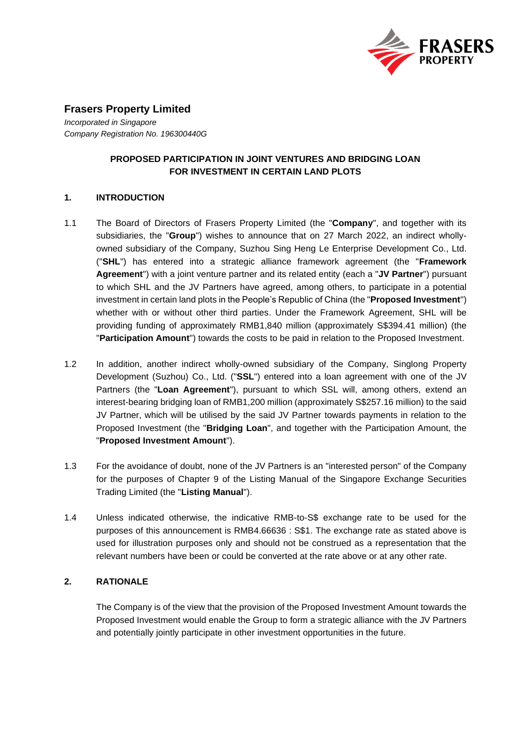# Frasers Property Limited

*Incorporated in Singapore*
*Company Registration No. 196300440G*

## PROPOSED PARTICIPATION IN JOINT VENTURES AND BRIDGING LOAN FOR INVESTMENT IN CERTAIN LAND PLOTS

### 1. INTRODUCTION

1.1 The Board of Directors of Frasers Property Limited (the "**Company**", and together with its subsidiaries, the "**Group**") wishes to announce that on 27 March 2022, an indirect wholly-owned subsidiary of the Company, Suzhou Sing Heng Le Enterprise Development Co., Ltd. ("**SHL**") has entered into a strategic alliance framework agreement (the "**Framework Agreement**") with a joint venture partner and its related entity (each a "**JV Partner**") pursuant to which SHL and the JV Partners have agreed, among others, to participate in a potential investment in certain land plots in the People's Republic of China (the "**Proposed Investment**") whether with or without other third parties. Under the Framework Agreement, SHL will be providing funding of approximately RMB1,840 million (approximately S$394.41 million) (the "**Participation Amount**") towards the costs to be paid in relation to the Proposed Investment.

1.2 In addition, another indirect wholly-owned subsidiary of the Company, Singlong Property Development (Suzhou) Co., Ltd. ("**SSL**") entered into a loan agreement with one of the JV Partners (the "**Loan Agreement**"), pursuant to which SSL will, among others, extend an interest-bearing bridging loan of RMB1,200 million (approximately S$257.16 million) to the said JV Partner, which will be utilised by the said JV Partner towards payments in relation to the Proposed Investment (the "**Bridging Loan**", and together with the Participation Amount, the "**Proposed Investment Amount**").

1.3 For the avoidance of doubt, none of the JV Partners is an "interested person" of the Company for the purposes of Chapter 9 of the Listing Manual of the Singapore Exchange Securities Trading Limited (the "**Listing Manual**").

1.4 Unless indicated otherwise, the indicative RMB-to-S$ exchange rate to be used for the purposes of this announcement is RMB4.66636 : S$1. The exchange rate as stated above is used for illustration purposes only and should not be construed as a representation that the relevant numbers have been or could be converted at the rate above or at any other rate.

### 2. RATIONALE

The Company is of the view that the provision of the Proposed Investment Amount towards the Proposed Investment would enable the Group to form a strategic alliance with the JV Partners and potentially jointly participate in other investment opportunities in the future.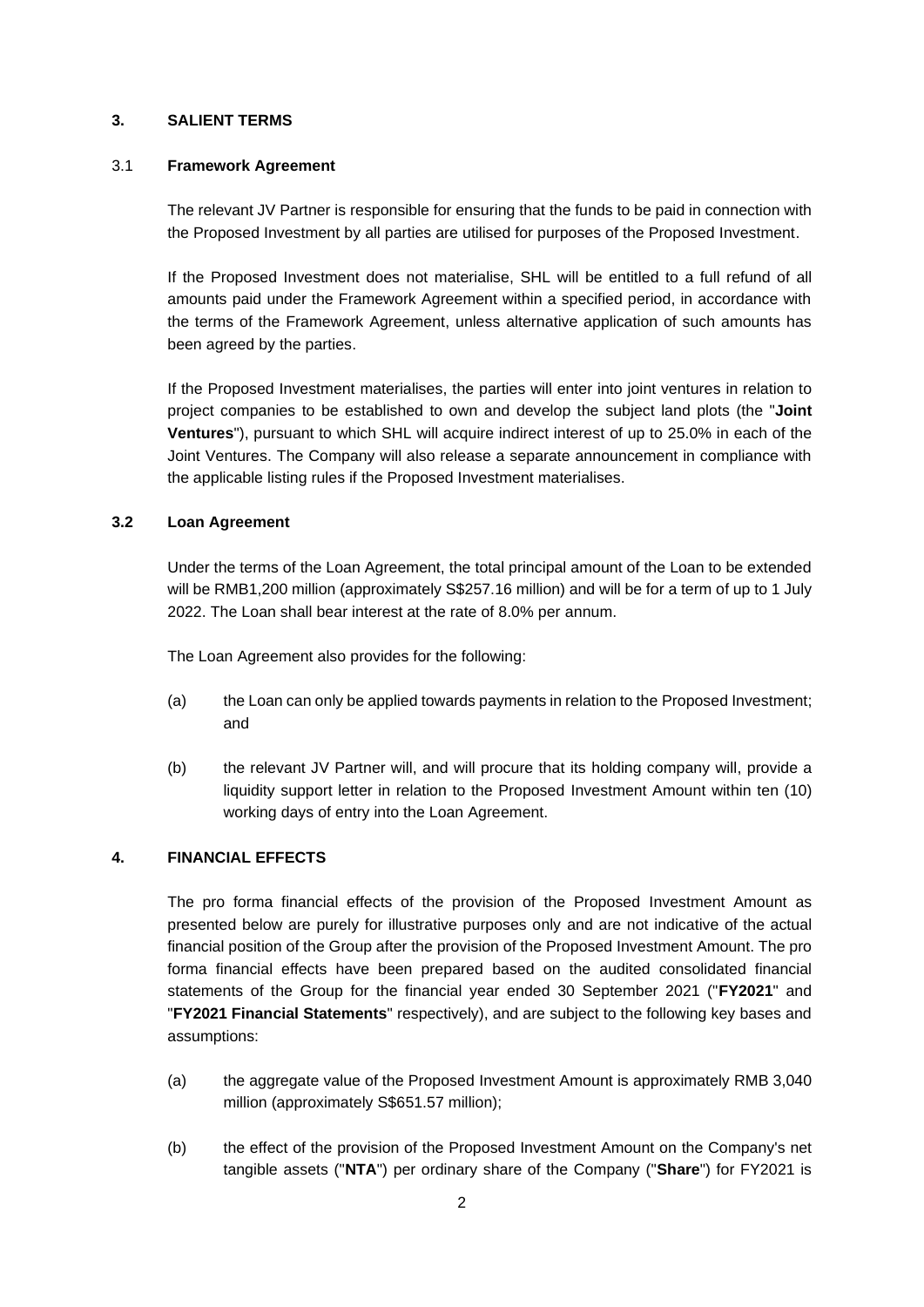## 3. SALIENT TERMS

### 3.1 Framework Agreement

The relevant JV Partner is responsible for ensuring that the funds to be paid in connection with the Proposed Investment by all parties are utilised for purposes of the Proposed Investment.

If the Proposed Investment does not materialise, SHL will be entitled to a full refund of all amounts paid under the Framework Agreement within a specified period, in accordance with the terms of the Framework Agreement, unless alternative application of such amounts has been agreed by the parties.

If the Proposed Investment materialises, the parties will enter into joint ventures in relation to project companies to be established to own and develop the subject land plots (the "**Joint Ventures**"), pursuant to which SHL will acquire indirect interest of up to 25.0% in each of the Joint Ventures. The Company will also release a separate announcement in compliance with the applicable listing rules if the Proposed Investment materialises.

### 3.2 Loan Agreement

Under the terms of the Loan Agreement, the total principal amount of the Loan to be extended will be RMB1,200 million (approximately S$257.16 million) and will be for a term of up to 1 July 2022. The Loan shall bear interest at the rate of 8.0% per annum.

The Loan Agreement also provides for the following:

(a) the Loan can only be applied towards payments in relation to the Proposed Investment; and

(b) the relevant JV Partner will, and will procure that its holding company will, provide a liquidity support letter in relation to the Proposed Investment Amount within ten (10) working days of entry into the Loan Agreement.

## 4. FINANCIAL EFFECTS

The pro forma financial effects of the provision of the Proposed Investment Amount as presented below are purely for illustrative purposes only and are not indicative of the actual financial position of the Group after the provision of the Proposed Investment Amount. The pro forma financial effects have been prepared based on the audited consolidated financial statements of the Group for the financial year ended 30 September 2021 ("**FY2021**" and "**FY2021 Financial Statements**" respectively), and are subject to the following key bases and assumptions:

(a) the aggregate value of the Proposed Investment Amount is approximately RMB 3,040 million (approximately S$651.57 million);

(b) the effect of the provision of the Proposed Investment Amount on the Company's net tangible assets ("**NTA**") per ordinary share of the Company ("**Share**") for FY2021 is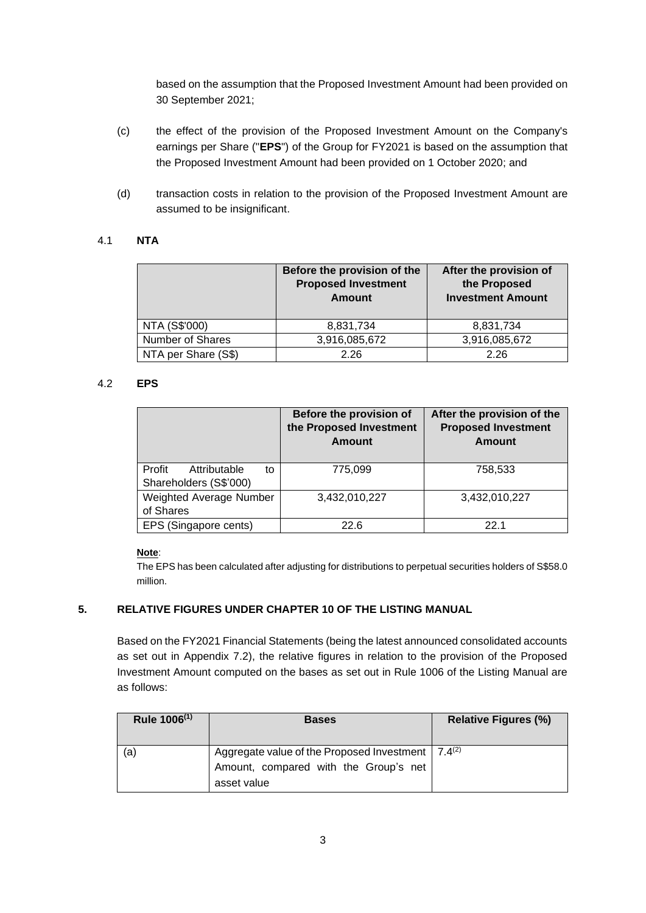based on the assumption that the Proposed Investment Amount had been provided on 30 September 2021;

(c) the effect of the provision of the Proposed Investment Amount on the Company's earnings per Share ("**EPS**") of the Group for FY2021 is based on the assumption that the Proposed Investment Amount had been provided on 1 October 2020; and

(d) transaction costs in relation to the provision of the Proposed Investment Amount are assumed to be insignificant.

### 4.1 NTA

| | Before the provision of the Proposed Investment Amount | After the provision of the Proposed Investment Amount |
|---|---|---|
| NTA (S$'000) | 8,831,734 | 8,831,734 |
| Number of Shares | 3,916,085,672 | 3,916,085,672 |
| NTA per Share (S$) | 2.26 | 2.26 |

### 4.2 EPS

| | Before the provision of the Proposed Investment Amount | After the provision of the Proposed Investment Amount |
|---|---|---|
| Profit Attributable to Shareholders (S$'000) | 775,099 | 758,533 |
| Weighted Average Number of Shares | 3,432,010,227 | 3,432,010,227 |
| EPS (Singapore cents) | 22.6 | 22.1 |

**Note**:
The EPS has been calculated after adjusting for distributions to perpetual securities holders of S$58.0 million.

## 5. RELATIVE FIGURES UNDER CHAPTER 10 OF THE LISTING MANUAL

Based on the FY2021 Financial Statements (being the latest announced consolidated accounts as set out in Appendix 7.2), the relative figures in relation to the provision of the Proposed Investment Amount computed on the bases as set out in Rule 1006 of the Listing Manual are as follows:

| Rule 1006[(1)] | Bases | Relative Figures (%) |
|---|---|---|
| (a) | Aggregate value of the Proposed Investment Amount, compared with the Group's net asset value | 7.4[(2)] |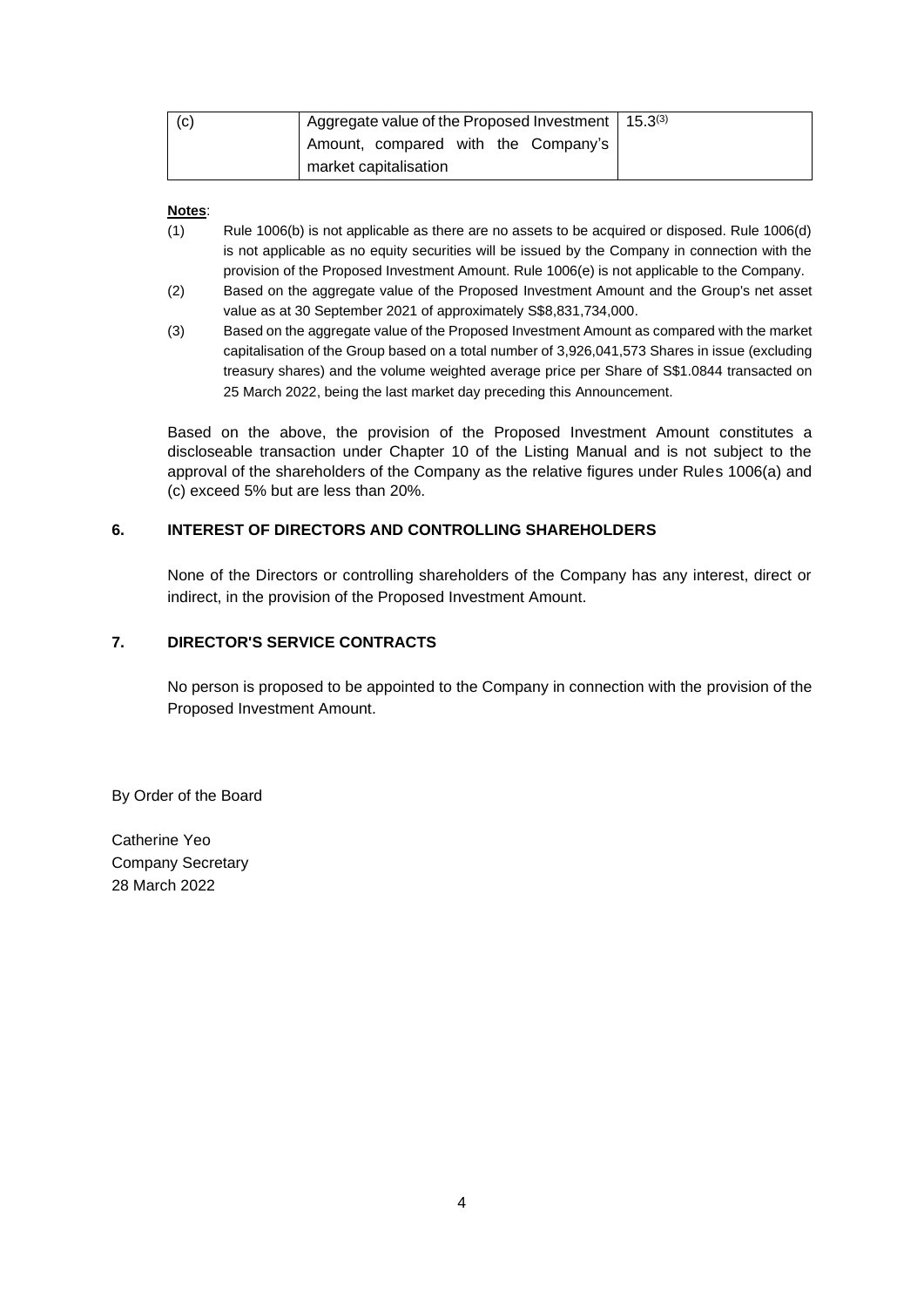| | | |
|---|---|---|
| (c) | Aggregate value of the Proposed Investment Amount, compared with the Company's market capitalisation | 15.3[(3)] |

**Notes**:

(1) Rule 1006(b) is not applicable as there are no assets to be acquired or disposed. Rule 1006(d) is not applicable as no equity securities will be issued by the Company in connection with the provision of the Proposed Investment Amount. Rule 1006(e) is not applicable to the Company.

(2) Based on the aggregate value of the Proposed Investment Amount and the Group's net asset value as at 30 September 2021 of approximately S$8,831,734,000.

(3) Based on the aggregate value of the Proposed Investment Amount as compared with the market capitalisation of the Group based on a total number of 3,926,041,573 Shares in issue (excluding treasury shares) and the volume weighted average price per Share of S$1.0844 transacted on 25 March 2022, being the last market day preceding this Announcement.

Based on the above, the provision of the Proposed Investment Amount constitutes a discloseable transaction under Chapter 10 of the Listing Manual and is not subject to the approval of the shareholders of the Company as the relative figures under Rules 1006(a) and (c) exceed 5% but are less than 20%.

## 6. INTEREST OF DIRECTORS AND CONTROLLING SHAREHOLDERS

None of the Directors or controlling shareholders of the Company has any interest, direct or indirect, in the provision of the Proposed Investment Amount.

## 7. DIRECTOR'S SERVICE CONTRACTS

No person is proposed to be appointed to the Company in connection with the provision of the Proposed Investment Amount.

By Order of the Board

Catherine Yeo
Company Secretary
28 March 2022